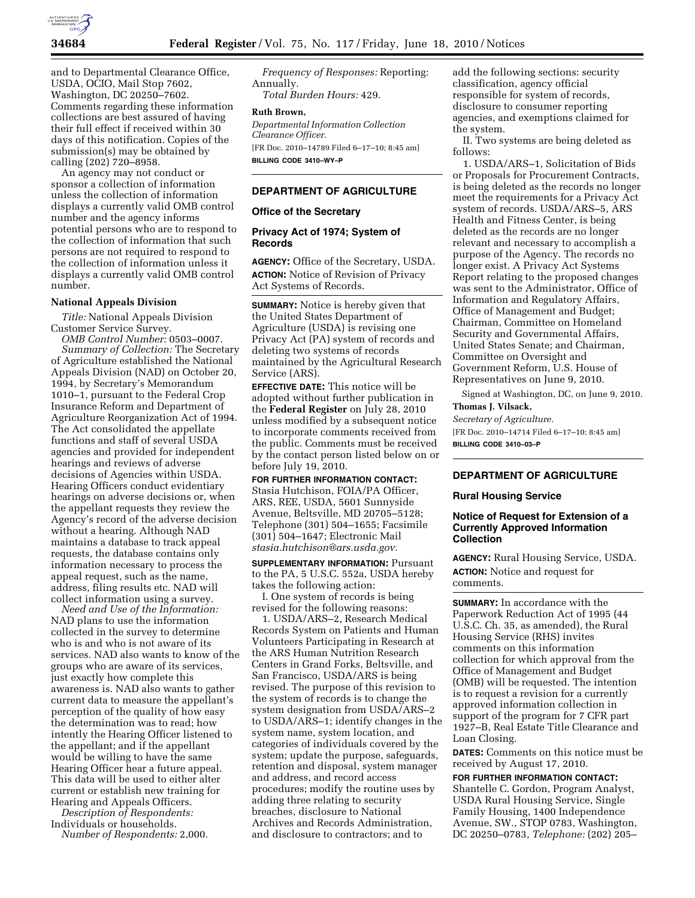and to Departmental Clearance Office, USDA, OCIO, Mail Stop 7602, Washington, DC 20250–7602. Comments regarding these information collections are best assured of having their full effect if received within 30 days of this notification. Copies of the submission(s) may be obtained by calling (202) 720–8958.

An agency may not conduct or sponsor a collection of information unless the collection of information displays a currently valid OMB control number and the agency informs potential persons who are to respond to the collection of information that such persons are not required to respond to the collection of information unless it displays a currently valid OMB control number.

### National Appeals Division

*Title:* National Appeals Division Customer Service Survey.

*OMB Control Number:* 0503–0007.

*Summary of Collection:* The Secretary of Agriculture established the National Appeals Division (NAD) on October 20, 1994, by Secretary's Memorandum 1010–1, pursuant to the Federal Crop Insurance Reform and Department of Agriculture Reorganization Act of 1994. The Act consolidated the appellate functions and staff of several USDA agencies and provided for independent hearings and reviews of adverse decisions of Agencies within USDA. Hearing Officers conduct evidentiary hearings on adverse decisions or, when the appellant requests they review the Agency's record of the adverse decision without a hearing. Although NAD maintains a database to track appeal requests, the database contains only information necessary to process the appeal request, such as the name, address, filing results etc. NAD will collect information using a survey.

*Need and Use of the Information:* NAD plans to use the information collected in the survey to determine who is and who is not aware of its services. NAD also wants to know of the groups who are aware of its services, just exactly how complete this awareness is. NAD also wants to gather current data to measure the appellant's perception of the quality of how easy the determination was to read; how intently the Hearing Officer listened to the appellant; and if the appellant would be willing to have the same Hearing Officer hear a future appeal. This data will be used to either alter current or establish new training for Hearing and Appeals Officers.

*Description of Respondents:* Individuals or households.

*Number of Respondents:* 2,000.

*Frequency of Responses:* Reporting: Annually.

*Total Burden Hours:* 429.

**Ruth Brown,**

*Departmental Information Collection Clearance Officer.*

[FR Doc. 2010–14789 Filed 6–17–10; 8:45 am]

**BILLING CODE 3410–WY–P**

---

## DEPARTMENT OF AGRICULTURE

### Office of the Secretary

### Privacy Act of 1974; System of Records

**AGENCY:** Office of the Secretary, USDA.

**ACTION:** Notice of Revision of Privacy Act Systems of Records.

**SUMMARY:** Notice is hereby given that the United States Department of Agriculture (USDA) is revising one Privacy Act (PA) system of records and deleting two systems of records maintained by the Agricultural Research Service (ARS).

**EFFECTIVE DATE:** This notice will be adopted without further publication in the **Federal Register** on July 28, 2010 unless modified by a subsequent notice to incorporate comments received from the public. Comments must be received by the contact person listed below on or before July 19, 2010.

**FOR FURTHER INFORMATION CONTACT:** Stasia Hutchison, FOIA/PA Officer, ARS, REE, USDA, 5601 Sunnyside Avenue, Beltsville, MD 20705–5128; Telephone (301) 504–1655; Facsimile (301) 504–1647; Electronic Mail *stasia.hutchison@ars.usda.gov.*

**SUPPLEMENTARY INFORMATION:** Pursuant to the PA, 5 U.S.C. 552a, USDA hereby takes the following action:

I. One system of records is being revised for the following reasons:

1. USDA/ARS–2, Research Medical Records System on Patients and Human Volunteers Participating in Research at the ARS Human Nutrition Research Centers in Grand Forks, Beltsville, and San Francisco, USDA/ARS is being revised. The purpose of this revision to the system of records is to change the system designation from USDA/ARS–2 to USDA/ARS–1; identify changes in the system name, system location, and categories of individuals covered by the system; update the purpose, safeguards, retention and disposal, system manager and address, and record access procedures; modify the routine uses by adding three relating to security breaches, disclosure to National Archives and Records Administration, and disclosure to contractors; and to add the following sections: security classification, agency official responsible for system of records, disclosure to consumer reporting agencies, and exemptions claimed for the system.

II. Two systems are being deleted as follows:

1. USDA/ARS–1, Solicitation of Bids or Proposals for Procurement Contracts, is being deleted as the records no longer meet the requirements for a Privacy Act system of records. USDA/ARS–5, ARS Health and Fitness Center, is being deleted as the records are no longer relevant and necessary to accomplish a purpose of the Agency. The records no longer exist. A Privacy Act Systems Report relating to the proposed changes was sent to the Administrator, Office of Information and Regulatory Affairs, Office of Management and Budget; Chairman, Committee on Homeland Security and Governmental Affairs, United States Senate; and Chairman, Committee on Oversight and Government Reform, U.S. House of Representatives on June 9, 2010.

Signed at Washington, DC, on June 9, 2010.

**Thomas J. Vilsack,**

*Secretary of Agriculture.*

[FR Doc. 2010–14714 Filed 6–17–10; 8:45 am]

**BILLING CODE 3410–03–P**

---

## DEPARTMENT OF AGRICULTURE

### Rural Housing Service

### Notice of Request for Extension of a Currently Approved Information Collection

**AGENCY:** Rural Housing Service, USDA.

**ACTION:** Notice and request for comments.

**SUMMARY:** In accordance with the Paperwork Reduction Act of 1995 (44 U.S.C. Ch. 35, as amended), the Rural Housing Service (RHS) invites comments on this information collection for which approval from the Office of Management and Budget (OMB) will be requested. The intention is to request a revision for a currently approved information collection in support of the program for 7 CFR part 1927–B, Real Estate Title Clearance and Loan Closing.

**DATES:** Comments on this notice must be received by August 17, 2010.

**FOR FURTHER INFORMATION CONTACT:** Shantelle C. Gordon, Program Analyst, USDA Rural Housing Service, Single Family Housing, 1400 Independence Avenue, SW., STOP 0783, Washington, DC 20250–0783, *Telephone:* (202) 205–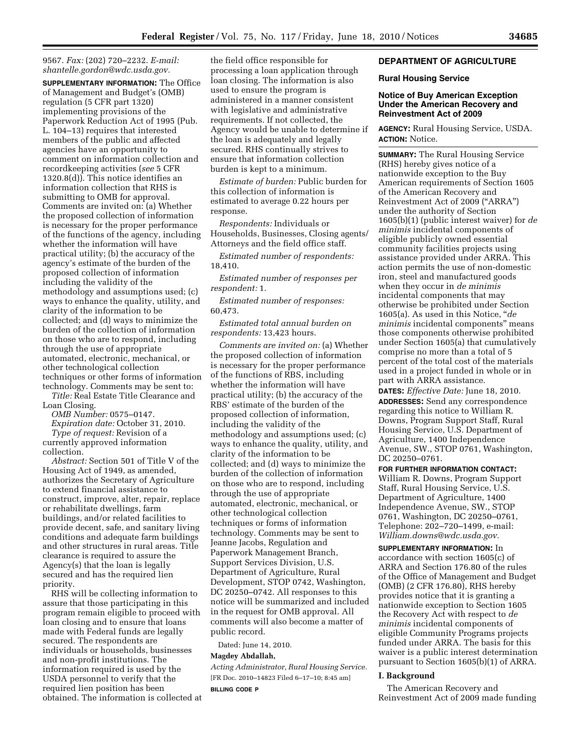9567. *Fax:* (202) 720–2232. *E-mail: shantelle.gordon@wdc.usda.gov.*

**SUPPLEMENTARY INFORMATION:** The Office of Management and Budget's (OMB) regulation (5 CFR part 1320) implementing provisions of the Paperwork Reduction Act of 1995 (Pub. L. 104–13) requires that interested members of the public and affected agencies have an opportunity to comment on information collection and recordkeeping activities (*see* 5 CFR 1320.8(d)). This notice identifies an information collection that RHS is submitting to OMB for approval. Comments are invited on: (a) Whether the proposed collection of information is necessary for the proper performance of the functions of the agency, including whether the information will have practical utility; (b) the accuracy of the agency's estimate of the burden of the proposed collection of information including the validity of the methodology and assumptions used; (c) ways to enhance the quality, utility, and clarity of the information to be collected; and (d) ways to minimize the burden of the collection of information on those who are to respond, including through the use of appropriate automated, electronic, mechanical, or other technological collection techniques or other forms of information technology. Comments may be sent to:

*Title:* Real Estate Title Clearance and Loan Closing.

*OMB Number:* 0575–0147.

*Expiration date:* October 31, 2010.

*Type of request:* Revision of a currently approved information collection.

*Abstract:* Section 501 of Title V of the Housing Act of 1949, as amended, authorizes the Secretary of Agriculture to extend financial assistance to construct, improve, alter, repair, replace or rehabilitate dwellings, farm buildings, and/or related facilities to provide decent, safe, and sanitary living conditions and adequate farm buildings and other structures in rural areas. Title clearance is required to assure the Agency(s) that the loan is legally secured and has the required lien priority.

RHS will be collecting information to assure that those participating in this program remain eligible to proceed with loan closing and to ensure that loans made with Federal funds are legally secured. The respondents are individuals or households, businesses and non-profit institutions. The information required is used by the USDA personnel to verify that the required lien position has been obtained. The information is collected at the field office responsible for processing a loan application through loan closing. The information is also used to ensure the program is administered in a manner consistent with legislative and administrative requirements. If not collected, the Agency would be unable to determine if the loan is adequately and legally secured. RHS continually strives to ensure that information collection burden is kept to a minimum.

*Estimate of burden:* Public burden for this collection of information is estimated to average 0.22 hours per response.

*Respondents:* Individuals or Households, Businesses, Closing agents/Attorneys and the field office staff.

*Estimated number of respondents:* 18,410.

*Estimated number of responses per respondent:* 1.

*Estimated number of responses:* 60,473.

*Estimated total annual burden on respondents:* 13,423 hours.

*Comments are invited on:* (a) Whether the proposed collection of information is necessary for the proper performance of the functions of RBS, including whether the information will have practical utility; (b) the accuracy of the RBS' estimate of the burden of the proposed collection of information, including the validity of the methodology and assumptions used; (c) ways to enhance the quality, utility, and clarity of the information to be collected; and (d) ways to minimize the burden of the collection of information on those who are to respond, including through the use of appropriate automated, electronic, mechanical, or other technological collection techniques or other forms of information technology. Comments may be sent to Jeanne Jacobs, Regulation and Paperwork Management Branch, Support Services Division, U.S. Department of Agriculture, Rural Development, STOP 0742, Washington, DC 20250–0742. All responses to this notice will be summarized and included in the request for OMB approval. All comments will also become a matter of public record.

Dated: June 14, 2010.

**Magdey Abdallah,**

*Acting Administrator, Rural Housing Service.*

[FR Doc. 2010–14823 Filed 6–17–10; 8:45 am]

**BILLING CODE P**

## DEPARTMENT OF AGRICULTURE

### Rural Housing Service

### Notice of Buy American Exception Under the American Recovery and Reinvestment Act of 2009

**AGENCY:** Rural Housing Service, USDA.

**ACTION:** Notice.

**SUMMARY:** The Rural Housing Service (RHS) hereby gives notice of a nationwide exception to the Buy American requirements of Section 1605 of the American Recovery and Reinvestment Act of 2009 ("ARRA") under the authority of Section 1605(b)(1) (public interest waiver) for *de minimis* incidental components of eligible publicly owned essential community facilities projects using assistance provided under ARRA. This action permits the use of non-domestic iron, steel and manufactured goods when they occur in *de minimis* incidental components that may otherwise be prohibited under Section 1605(a). As used in this Notice, "*de minimis* incidental components" means those components otherwise prohibited under Section 1605(a) that cumulatively comprise no more than a total of 5 percent of the total cost of the materials used in a project funded in whole or in part with ARRA assistance.

**DATES:** *Effective Date:* June 18, 2010.

**ADDRESSES:** Send any correspondence regarding this notice to William R. Downs, Program Support Staff, Rural Housing Service, U.S. Department of Agriculture, 1400 Independence Avenue, SW., STOP 0761, Washington, DC 20250–0761.

**FOR FURTHER INFORMATION CONTACT:** William R. Downs, Program Support Staff, Rural Housing Service, U.S. Department of Agriculture, 1400 Independence Avenue, SW., STOP 0761, Washington, DC 20250–0761, Telephone: 202–720–1499, e-mail: *William.downs@wdc.usda.gov.*

**SUPPLEMENTARY INFORMATION:** In accordance with section 1605(c) of ARRA and Section 176.80 of the rules of the Office of Management and Budget (OMB) (2 CFR 176.80), RHS hereby provides notice that it is granting a nationwide exception to Section 1605 the Recovery Act with respect to *de minimis* incidental components of eligible Community Programs projects funded under ARRA. The basis for this waiver is a public interest determination pursuant to Section 1605(b)(1) of ARRA.

#### I. Background

The American Recovery and Reinvestment Act of 2009 made funding